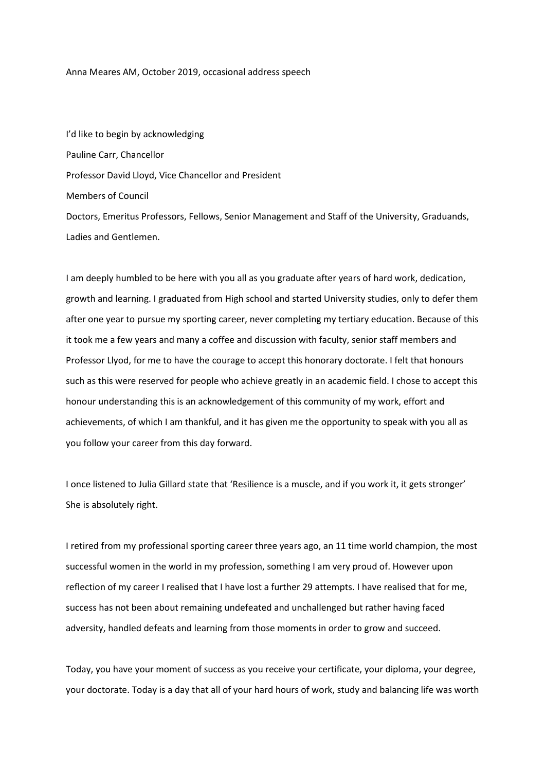Anna Meares AM, October 2019, occasional address speech

I'd like to begin by acknowledging

Pauline Carr, Chancellor

Professor David Lloyd, Vice Chancellor and President

Members of Council

Doctors, Emeritus Professors, Fellows, Senior Management and Staff of the University, Graduands, Ladies and Gentlemen.

I am deeply humbled to be here with you all as you graduate after years of hard work, dedication, growth and learning. I graduated from High school and started University studies, only to defer them after one year to pursue my sporting career, never completing my tertiary education. Because of this it took me a few years and many a coffee and discussion with faculty, senior staff members and Professor Llyod, for me to have the courage to accept this honorary doctorate. I felt that honours such as this were reserved for people who achieve greatly in an academic field. I chose to accept this honour understanding this is an acknowledgement of this community of my work, effort and achievements, of which I am thankful, and it has given me the opportunity to speak with you all as you follow your career from this day forward.

I once listened to Julia Gillard state that 'Resilience is a muscle, and if you work it, it gets stronger' She is absolutely right.

I retired from my professional sporting career three years ago, an 11 time world champion, the most successful women in the world in my profession, something I am very proud of. However upon reflection of my career I realised that I have lost a further 29 attempts. I have realised that for me, success has not been about remaining undefeated and unchallenged but rather having faced adversity, handled defeats and learning from those moments in order to grow and succeed.

Today, you have your moment of success as you receive your certificate, your diploma, your degree, your doctorate. Today is a day that all of your hard hours of work, study and balancing life was worth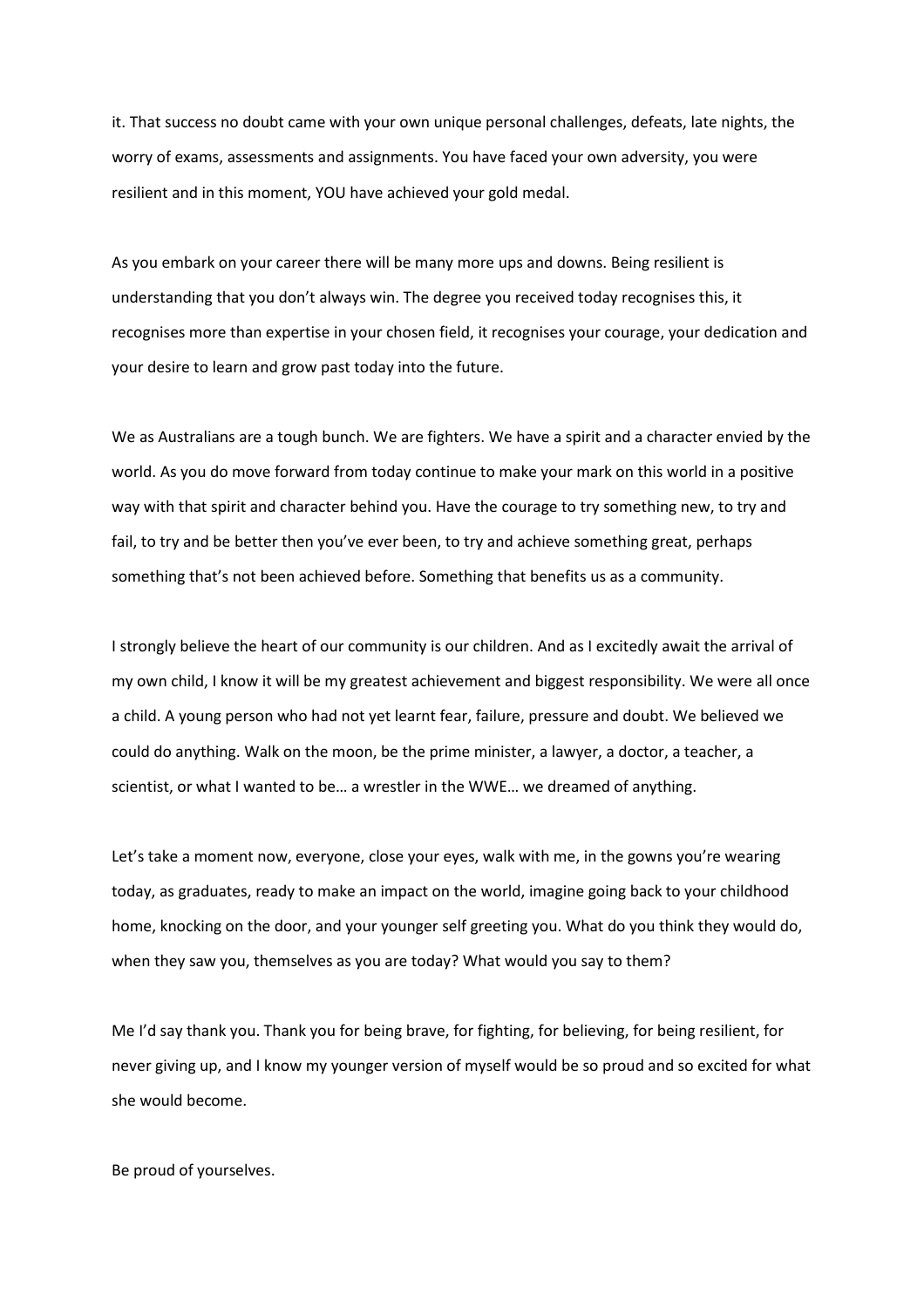it. That success no doubt came with your own unique personal challenges, defeats, late nights, the worry of exams, assessments and assignments. You have faced your own adversity, you were resilient and in this moment, YOU have achieved your gold medal.

As you embark on your career there will be many more ups and downs. Being resilient is understanding that you don't always win. The degree you received today recognises this, it recognises more than expertise in your chosen field, it recognises your courage, your dedication and your desire to learn and grow past today into the future.

We as Australians are a tough bunch. We are fighters. We have a spirit and a character envied by the world. As you do move forward from today continue to make your mark on this world in a positive way with that spirit and character behind you. Have the courage to try something new, to try and fail, to try and be better then you've ever been, to try and achieve something great, perhaps something that's not been achieved before. Something that benefits us as a community.

I strongly believe the heart of our community is our children. And as I excitedly await the arrival of my own child, I know it will be my greatest achievement and biggest responsibility. We were all once a child. A young person who had not yet learnt fear, failure, pressure and doubt. We believed we could do anything. Walk on the moon, be the prime minister, a lawyer, a doctor, a teacher, a scientist, or what I wanted to be… a wrestler in the WWE… we dreamed of anything.

Let's take a moment now, everyone, close your eyes, walk with me, in the gowns you're wearing today, as graduates, ready to make an impact on the world, imagine going back to your childhood home, knocking on the door, and your younger self greeting you. What do you think they would do, when they saw you, themselves as you are today? What would you say to them?

Me I'd say thank you. Thank you for being brave, for fighting, for believing, for being resilient, for never giving up, and I know my younger version of myself would be so proud and so excited for what she would become.

Be proud of yourselves.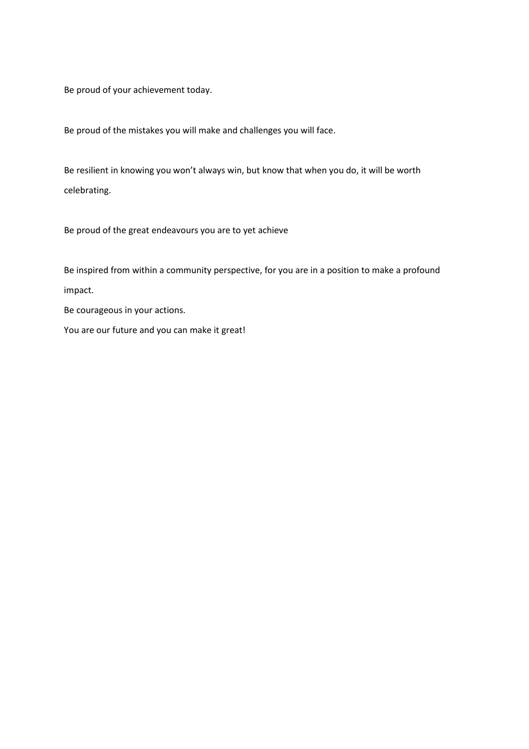Be proud of your achievement today.

Be proud of the mistakes you will make and challenges you will face.

Be resilient in knowing you won't always win, but know that when you do, it will be worth celebrating.

Be proud of the great endeavours you are to yet achieve

Be inspired from within a community perspective, for you are in a position to make a profound impact.

Be courageous in your actions.

You are our future and you can make it great!